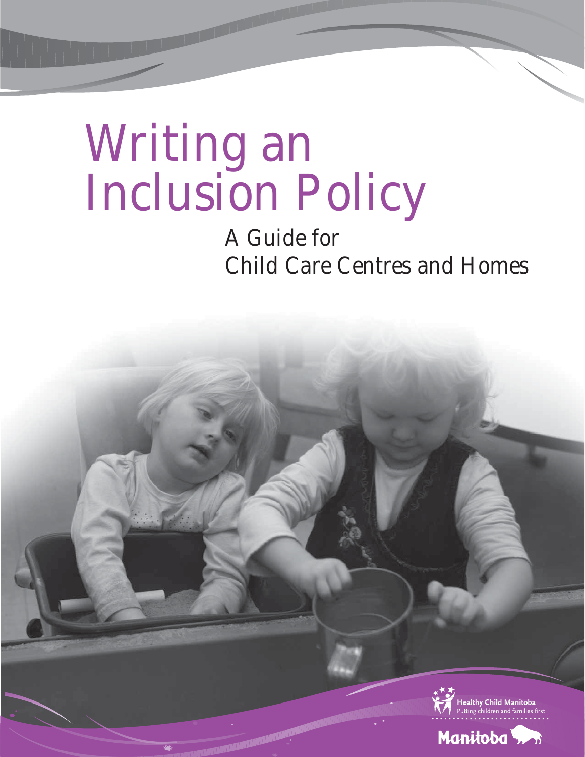# Writing an Inclusion Policy

## A Guide for Child Care Centres and Homes

Healthy Child Manitoba
Putting children and families first

Manitoba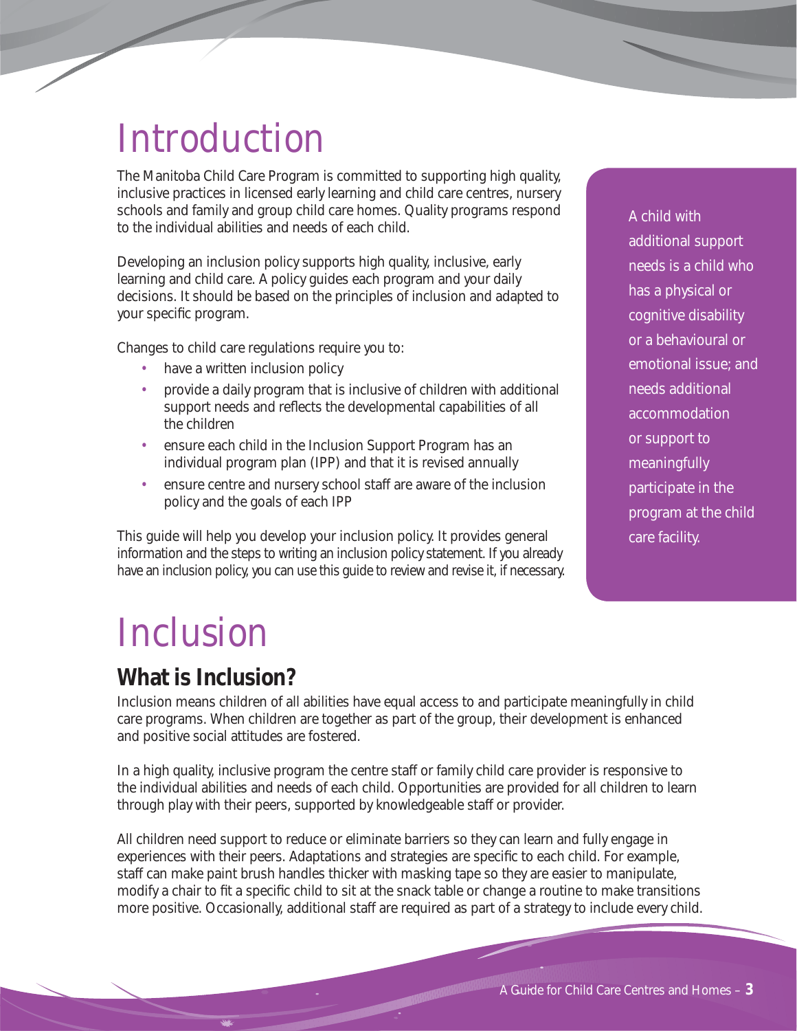# Introduction

The Manitoba Child Care Program is committed to supporting high quality, inclusive practices in licensed early learning and child care centres, nursery schools and family and group child care homes. Quality programs respond to the individual abilities and needs of each child.

Developing an inclusion policy supports high quality, inclusive, early learning and child care. A policy guides each program and your daily decisions. It should be based on the principles of inclusion and adapted to your specific program.

Changes to child care regulations require you to:

- have a written inclusion policy
- provide a daily program that is inclusive of children with additional support needs and reflects the developmental capabilities of all the children
- ensure each child in the Inclusion Support Program has an individual program plan (IPP) and that it is revised annually
- ensure centre and nursery school staff are aware of the inclusion policy and the goals of each IPP

This guide will help you develop your inclusion policy. It provides general information and the steps to writing an inclusion policy statement. If you already have an inclusion policy, you can use this guide to review and revise it, if necessary.

A child with additional support needs is a child who has a physical or cognitive disability or a behavioural or emotional issue; and needs additional accommodation or support to meaningfully participate in the program at the child care facility.

# Inclusion

## What is Inclusion?

Inclusion means children of all abilities have equal access to and participate meaningfully in child care programs. When children are together as part of the group, their development is enhanced and positive social attitudes are fostered.

In a high quality, inclusive program the centre staff or family child care provider is responsive to the individual abilities and needs of each child. Opportunities are provided for all children to learn through play with their peers, supported by knowledgeable staff or provider.

All children need support to reduce or eliminate barriers so they can learn and fully engage in experiences with their peers. Adaptations and strategies are specific to each child. For example, staff can make paint brush handles thicker with masking tape so they are easier to manipulate, modify a chair to fit a specific child to sit at the snack table or change a routine to make transitions more positive. Occasionally, additional staff are required as part of a strategy to include every child.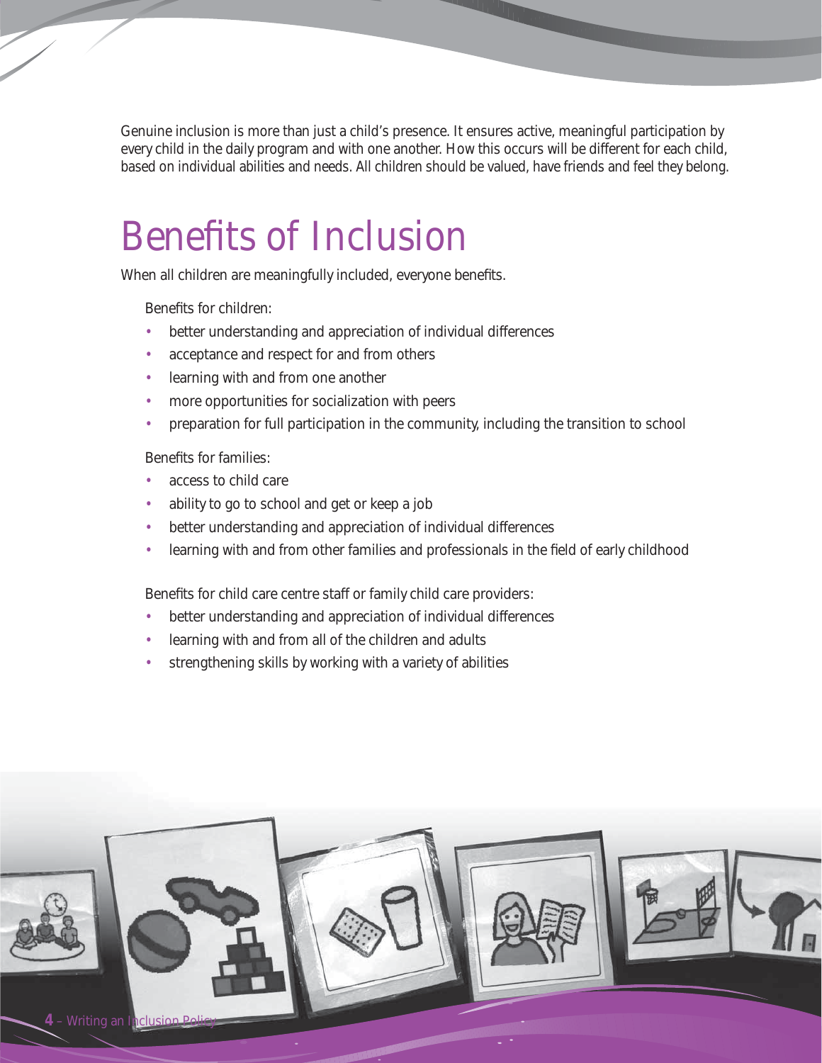Genuine inclusion is more than just a child's presence. It ensures active, meaningful participation by every child in the daily program and with one another. How this occurs will be different for each child, based on individual abilities and needs. All children should be valued, have friends and feel they belong.

# Benefits of Inclusion

When all children are meaningfully included, everyone benefits.

Benefits for children:

- better understanding and appreciation of individual differences
- acceptance and respect for and from others
- learning with and from one another
- more opportunities for socialization with peers
- preparation for full participation in the community, including the transition to school

Benefits for families:

- access to child care
- ability to go to school and get or keep a job
- better understanding and appreciation of individual differences
- learning with and from other families and professionals in the field of early childhood

Benefits for child care centre staff or family child care providers:

- better understanding and appreciation of individual differences
- learning with and from all of the children and adults
- strengthening skills by working with a variety of abilities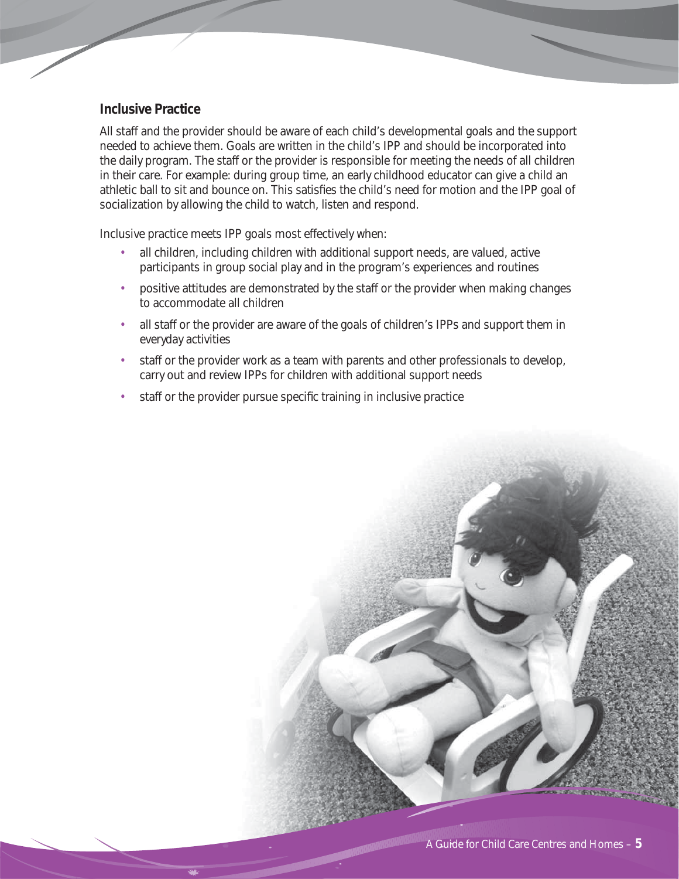## Inclusive Practice

All staff and the provider should be aware of each child's developmental goals and the support needed to achieve them. Goals are written in the child's IPP and should be incorporated into the daily program. The staff or the provider is responsible for meeting the needs of all children in their care. For example: during group time, an early childhood educator can give a child an athletic ball to sit and bounce on. This satisfies the child's need for motion and the IPP goal of socialization by allowing the child to watch, listen and respond.

Inclusive practice meets IPP goals most effectively when:

- all children, including children with additional support needs, are valued, active participants in group social play and in the program's experiences and routines
- positive attitudes are demonstrated by the staff or the provider when making changes to accommodate all children
- all staff or the provider are aware of the goals of children's IPPs and support them in everyday activities
- staff or the provider work as a team with parents and other professionals to develop, carry out and review IPPs for children with additional support needs
- staff or the provider pursue specific training in inclusive practice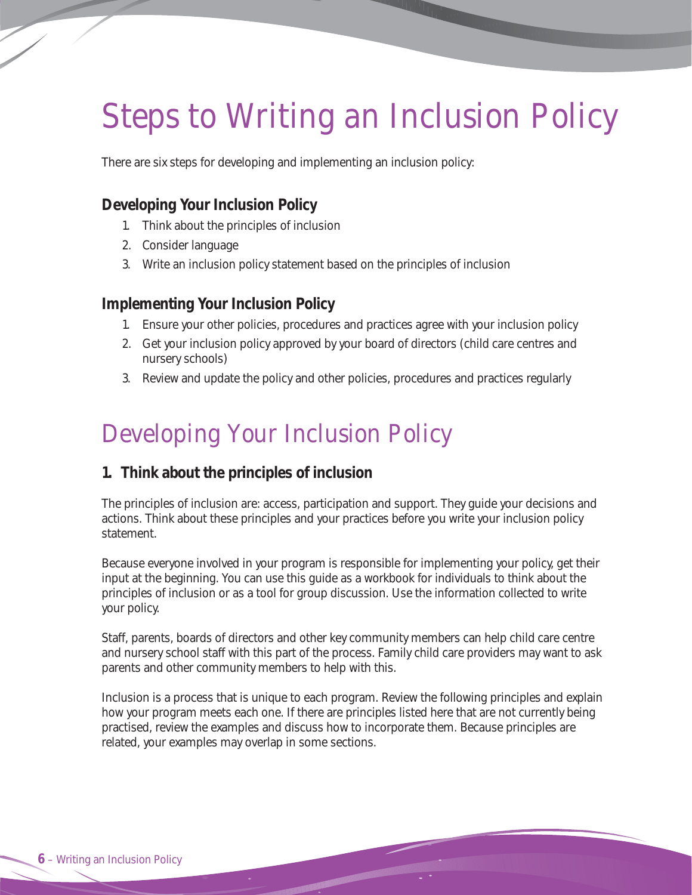# Steps to Writing an Inclusion Policy

There are six steps for developing and implementing an inclusion policy:

### Developing Your Inclusion Policy

1. Think about the principles of inclusion
2. Consider language
3. Write an inclusion policy statement based on the principles of inclusion

### Implementing Your Inclusion Policy

1. Ensure your other policies, procedures and practices agree with your inclusion policy
2. Get your inclusion policy approved by your board of directors (child care centres and nursery schools)
3. Review and update the policy and other policies, procedures and practices regularly

## Developing Your Inclusion Policy

### 1. Think about the principles of inclusion

The principles of inclusion are: access, participation and support. They guide your decisions and actions. Think about these principles and your practices before you write your inclusion policy statement.

Because everyone involved in your program is responsible for implementing your policy, get their input at the beginning. You can use this guide as a workbook for individuals to think about the principles of inclusion or as a tool for group discussion. Use the information collected to write your policy.

Staff, parents, boards of directors and other key community members can help child care centre and nursery school staff with this part of the process. Family child care providers may want to ask parents and other community members to help with this.

Inclusion is a process that is unique to each program. Review the following principles and explain how your program meets each one. If there are principles listed here that are not currently being practised, review the examples and discuss how to incorporate them. Because principles are related, your examples may overlap in some sections.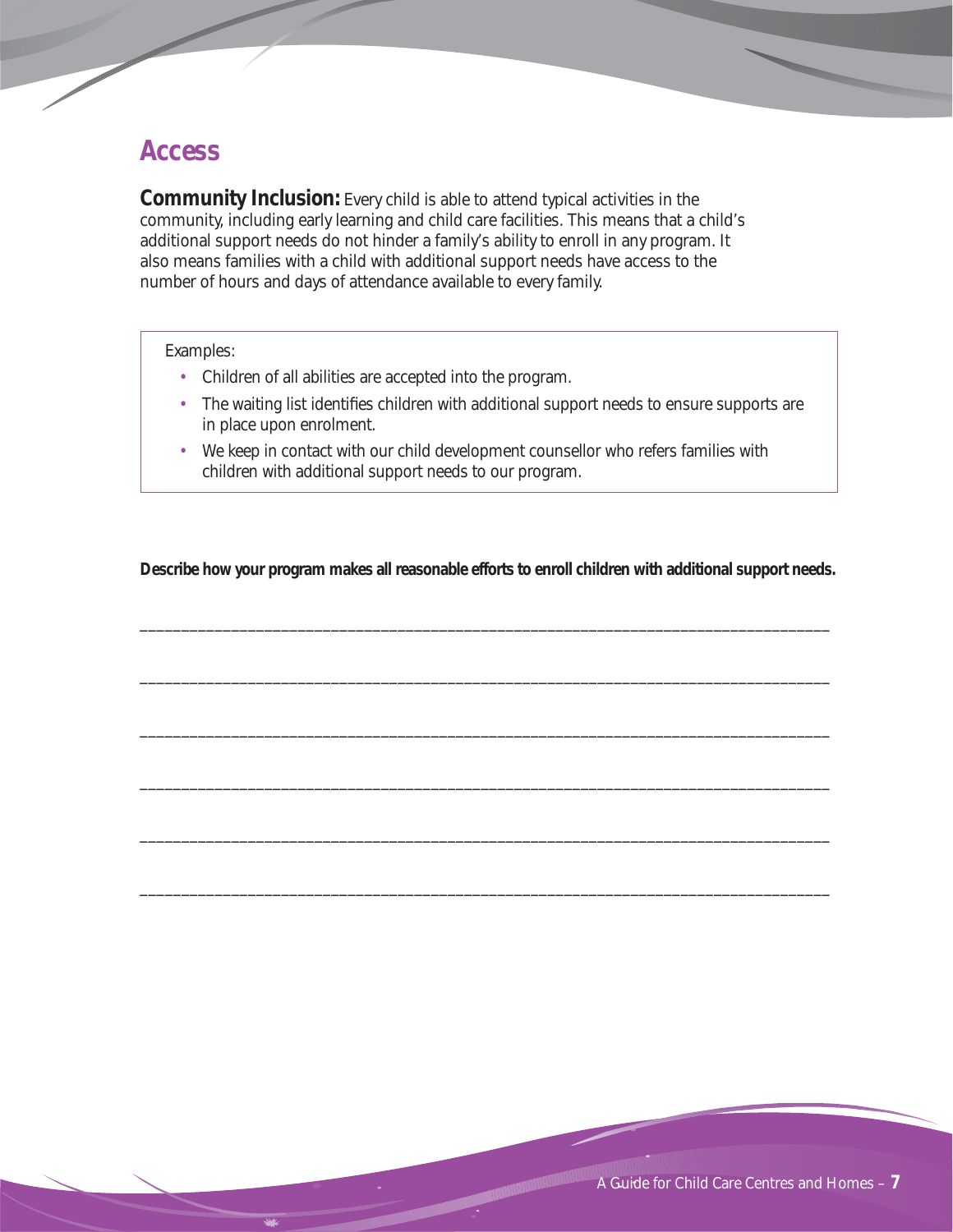## Access

**Community Inclusion:** Every child is able to attend typical activities in the community, including early learning and child care facilities. This means that a child's additional support needs do not hinder a family's ability to enroll in any program. It also means families with a child with additional support needs have access to the number of hours and days of attendance available to every family.

Examples:

- Children of all abilities are accepted into the program.
- The waiting list identifies children with additional support needs to ensure supports are in place upon enrolment.
- We keep in contact with our child development counsellor who refers families with children with additional support needs to our program.

**Describe how your program makes all reasonable efforts to enroll children with additional support needs.**

______________________________________________________________________________

______________________________________________________________________________

______________________________________________________________________________

______________________________________________________________________________

______________________________________________________________________________

______________________________________________________________________________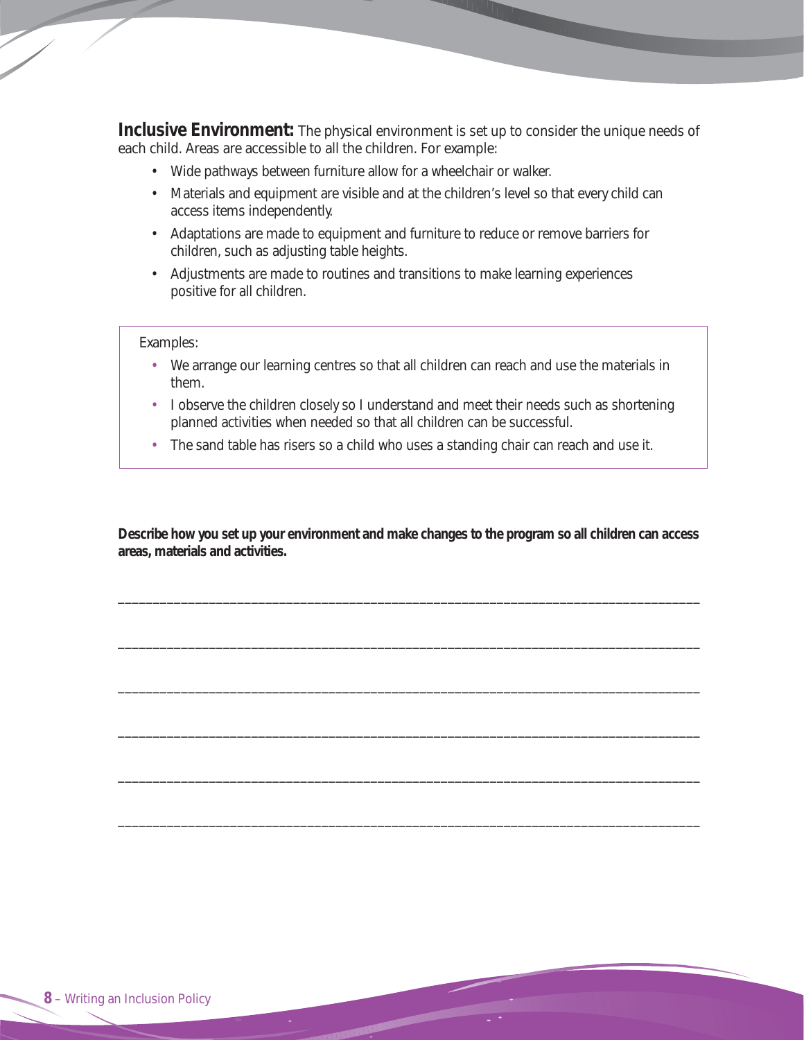**Inclusive Environment:** The physical environment is set up to consider the unique needs of each child. Areas are accessible to all the children. For example:

- Wide pathways between furniture allow for a wheelchair or walker.
- Materials and equipment are visible and at the children's level so that every child can access items independently.
- Adaptations are made to equipment and furniture to reduce or remove barriers for children, such as adjusting table heights.
- Adjustments are made to routines and transitions to make learning experiences positive for all children.

Examples:

- We arrange our learning centres so that all children can reach and use the materials in them.
- I observe the children closely so I understand and meet their needs such as shortening planned activities when needed so that all children can be successful.
- The sand table has risers so a child who uses a standing chair can reach and use it.

**Describe how you set up your environment and make changes to the program so all children can access areas, materials and activities.**

______________________________________________________________________________

______________________________________________________________________________

______________________________________________________________________________

______________________________________________________________________________

______________________________________________________________________________

______________________________________________________________________________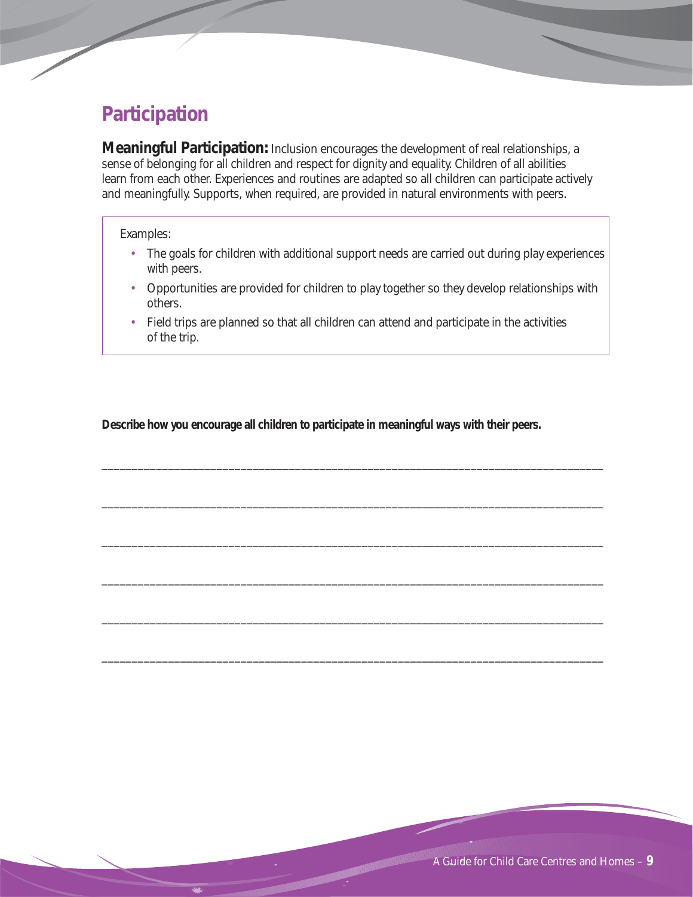## Participation

**Meaningful Participation:** Inclusion encourages the development of real relationships, a sense of belonging for all children and respect for dignity and equality. Children of all abilities learn from each other. Experiences and routines are adapted so all children can participate actively and meaningfully. Supports, when required, are provided in natural environments with peers.

Examples:

- The goals for children with additional support needs are carried out during play experiences with peers.
- Opportunities are provided for children to play together so they develop relationships with others.
- Field trips are planned so that all children can attend and participate in the activities of the trip.

**Describe how you encourage all children to participate in meaningful ways with their peers.**

______________________________________________________________________________

______________________________________________________________________________

______________________________________________________________________________

______________________________________________________________________________

______________________________________________________________________________

______________________________________________________________________________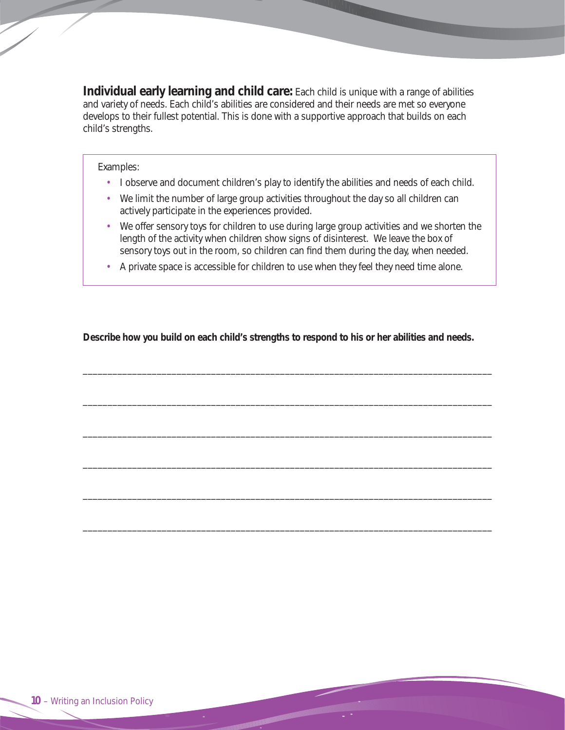**Individual early learning and child care:** Each child is unique with a range of abilities and variety of needs. Each child's abilities are considered and their needs are met so everyone develops to their fullest potential. This is done with a supportive approach that builds on each child's strengths.

Examples:

- I observe and document children's play to identify the abilities and needs of each child.
- We limit the number of large group activities throughout the day so all children can actively participate in the experiences provided.
- We offer sensory toys for children to use during large group activities and we shorten the length of the activity when children show signs of disinterest. We leave the box of sensory toys out in the room, so children can find them during the day, when needed.
- A private space is accessible for children to use when they feel they need time alone.

**Describe how you build on each child's strengths to respond to his or her abilities and needs.**

______________________________________________________________________________

______________________________________________________________________________

______________________________________________________________________________

______________________________________________________________________________

______________________________________________________________________________

______________________________________________________________________________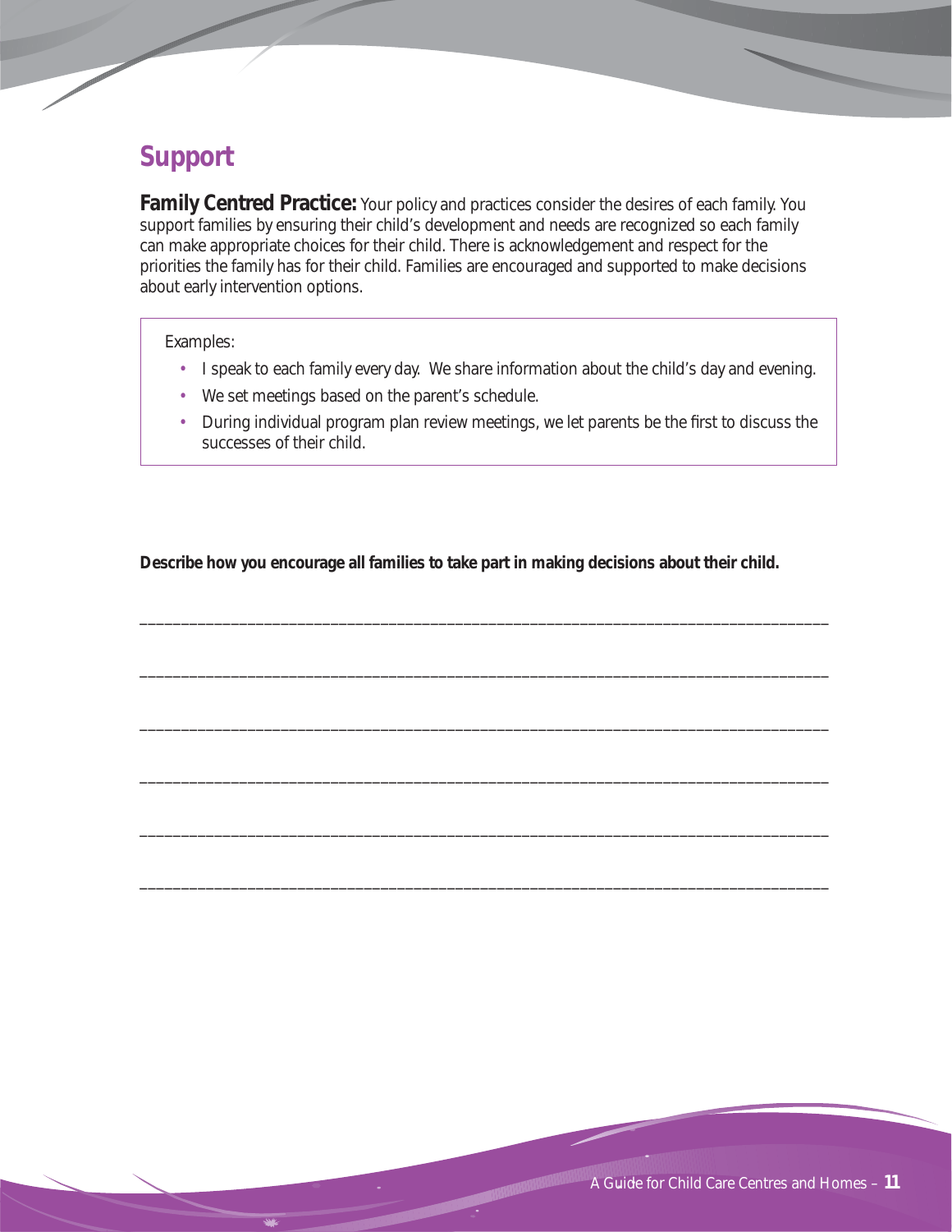## Support

**Family Centred Practice:** Your policy and practices consider the desires of each family. You support families by ensuring their child's development and needs are recognized so each family can make appropriate choices for their child. There is acknowledgement and respect for the priorities the family has for their child. Families are encouraged and supported to make decisions about early intervention options.

Examples:

- I speak to each family every day. We share information about the child's day and evening.
- We set meetings based on the parent's schedule.
- During individual program plan review meetings, we let parents be the first to discuss the successes of their child.

**Describe how you encourage all families to take part in making decisions about their child.**

_______________________________________________________________________________

_______________________________________________________________________________

_______________________________________________________________________________

_______________________________________________________________________________

_______________________________________________________________________________

_______________________________________________________________________________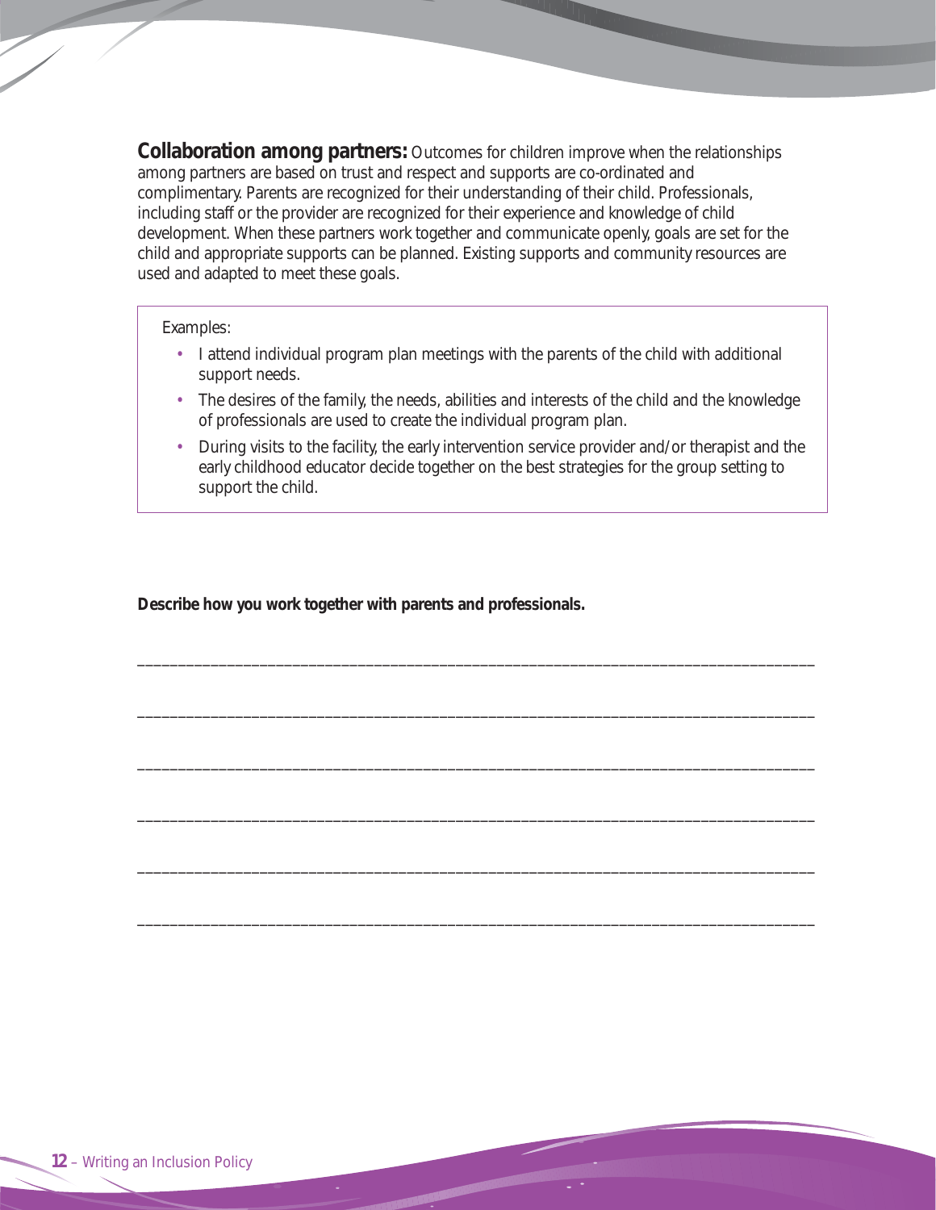**Collaboration among partners:** Outcomes for children improve when the relationships among partners are based on trust and respect and supports are co-ordinated and complimentary. Parents are recognized for their understanding of their child. Professionals, including staff or the provider are recognized for their experience and knowledge of child development. When these partners work together and communicate openly, goals are set for the child and appropriate supports can be planned. Existing supports and community resources are used and adapted to meet these goals.

Examples:

- I attend individual program plan meetings with the parents of the child with additional support needs.
- The desires of the family, the needs, abilities and interests of the child and the knowledge of professionals are used to create the individual program plan.
- During visits to the facility, the early intervention service provider and/or therapist and the early childhood educator decide together on the best strategies for the group setting to support the child.

**Describe how you work together with parents and professionals.**

______________________________________________________________________________

______________________________________________________________________________

______________________________________________________________________________

______________________________________________________________________________

______________________________________________________________________________

______________________________________________________________________________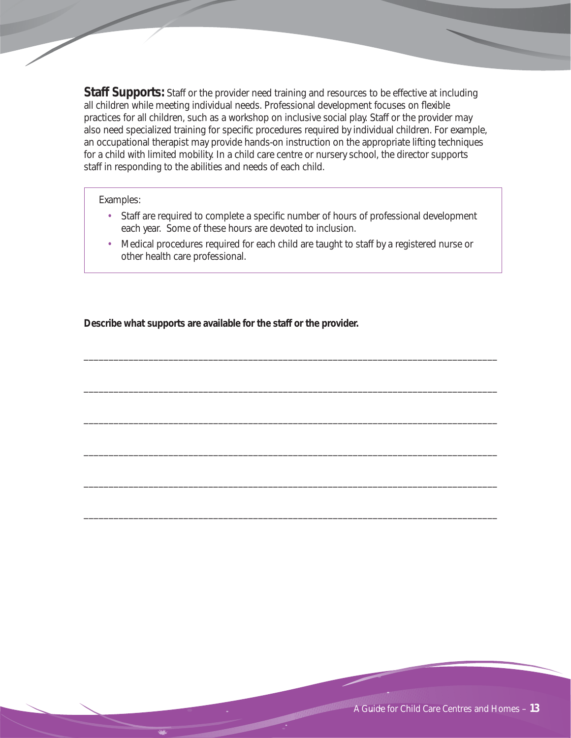**Staff Supports:** Staff or the provider need training and resources to be effective at including all children while meeting individual needs. Professional development focuses on flexible practices for all children, such as a workshop on inclusive social play. Staff or the provider may also need specialized training for specific procedures required by individual children. For example, an occupational therapist may provide hands-on instruction on the appropriate lifting techniques for a child with limited mobility. In a child care centre or nursery school, the director supports staff in responding to the abilities and needs of each child.

> Examples:
>
> - Staff are required to complete a specific number of hours of professional development each year. Some of these hours are devoted to inclusion.
> - Medical procedures required for each child are taught to staff by a registered nurse or other health care professional.

**Describe what supports are available for the staff or the provider.**

______________________________________________________________________________________

______________________________________________________________________________________

______________________________________________________________________________________

______________________________________________________________________________________

______________________________________________________________________________________

______________________________________________________________________________________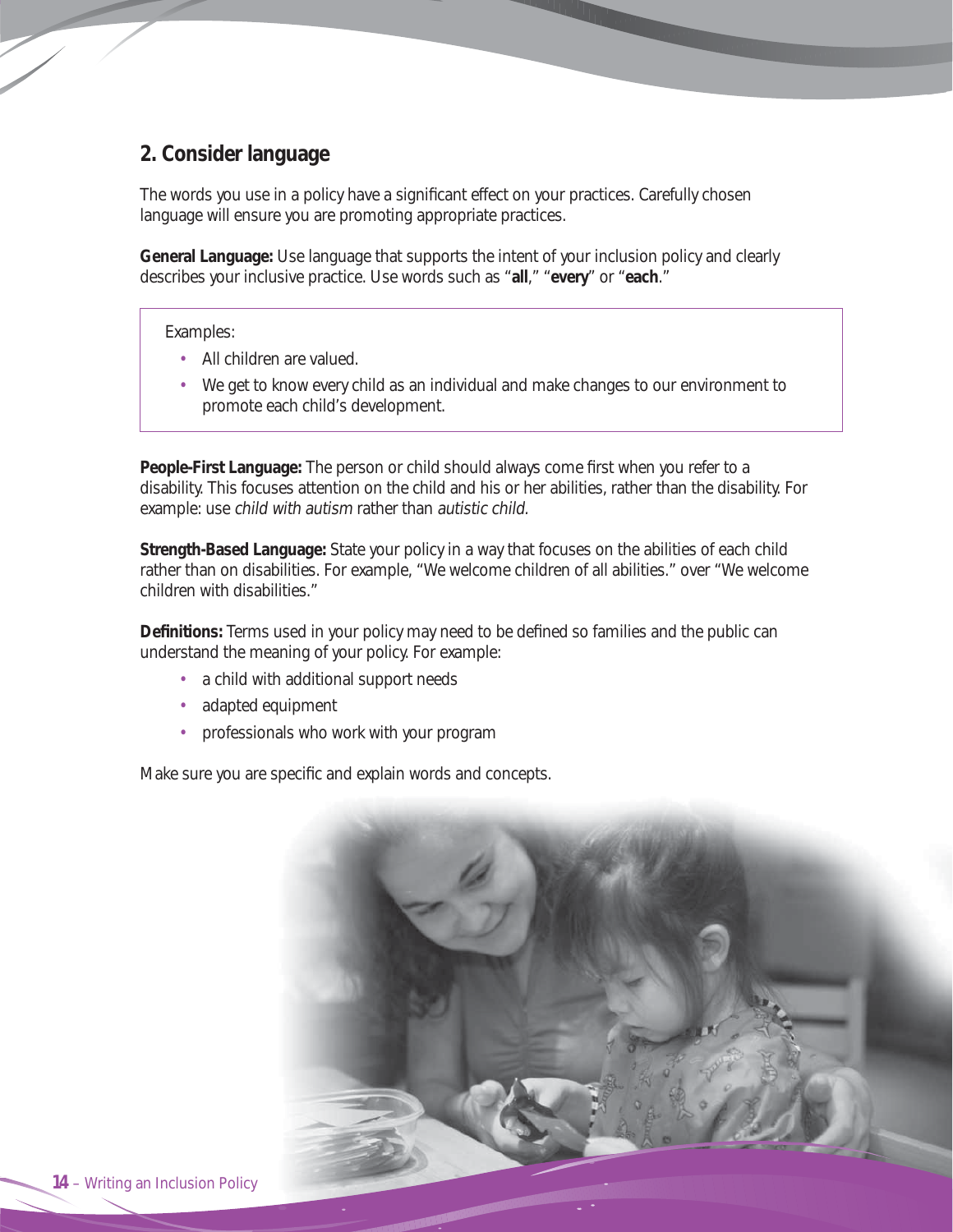## 2. Consider language

The words you use in a policy have a significant effect on your practices. Carefully chosen language will ensure you are promoting appropriate practices.

**General Language:** Use language that supports the intent of your inclusion policy and clearly describes your inclusive practice. Use words such as "**all**," "**every**" or "**each**."

Examples:

- All children are valued.
- We get to know every child as an individual and make changes to our environment to promote each child's development.

**People-First Language:** The person or child should always come first when you refer to a disability. This focuses attention on the child and his or her abilities, rather than the disability. For example: use *child with autism* rather than *autistic child.*

**Strength-Based Language:** State your policy in a way that focuses on the abilities of each child rather than on disabilities. For example, "We welcome children of all abilities." over "We welcome children with disabilities."

**Definitions:** Terms used in your policy may need to be defined so families and the public can understand the meaning of your policy. For example:

- a child with additional support needs
- adapted equipment
- professionals who work with your program

Make sure you are specific and explain words and concepts.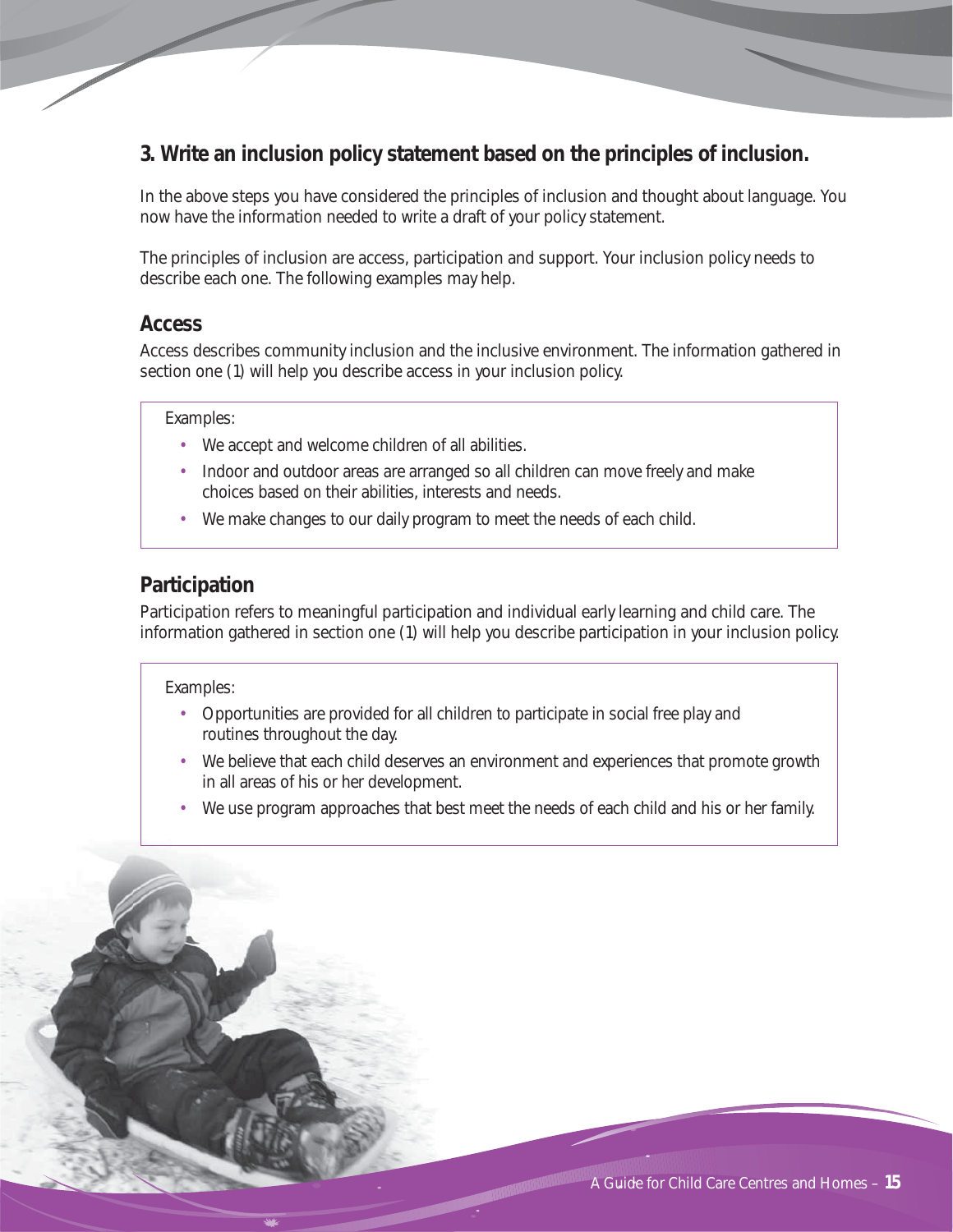## 3. Write an inclusion policy statement based on the principles of inclusion.

In the above steps you have considered the principles of inclusion and thought about language. You now have the information needed to write a draft of your policy statement.

The principles of inclusion are access, participation and support. Your inclusion policy needs to describe each one. The following examples may help.

### Access

Access describes community inclusion and the inclusive environment. The information gathered in section one (1) will help you describe access in your inclusion policy.

Examples:

- We accept and welcome children of all abilities.
- Indoor and outdoor areas are arranged so all children can move freely and make choices based on their abilities, interests and needs.
- We make changes to our daily program to meet the needs of each child.

### Participation

Participation refers to meaningful participation and individual early learning and child care. The information gathered in section one (1) will help you describe participation in your inclusion policy.

Examples:

- Opportunities are provided for all children to participate in social free play and routines throughout the day.
- We believe that each child deserves an environment and experiences that promote growth in all areas of his or her development.
- We use program approaches that best meet the needs of each child and his or her family.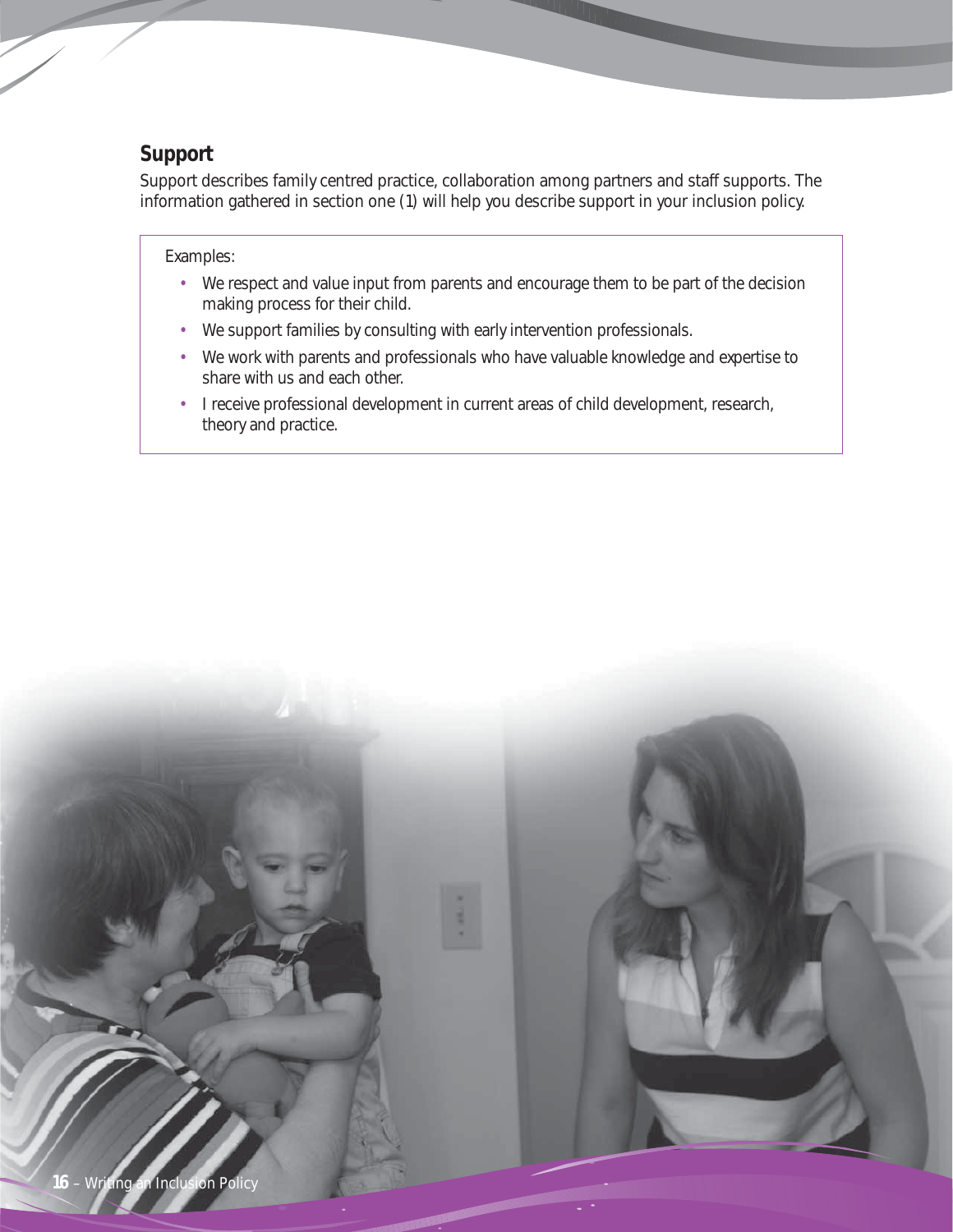## Support

Support describes family centred practice, collaboration among partners and staff supports. The information gathered in section one (1) will help you describe support in your inclusion policy.

Examples:

- We respect and value input from parents and encourage them to be part of the decision making process for their child.
- We support families by consulting with early intervention professionals.
- We work with parents and professionals who have valuable knowledge and expertise to share with us and each other.
- I receive professional development in current areas of child development, research, theory and practice.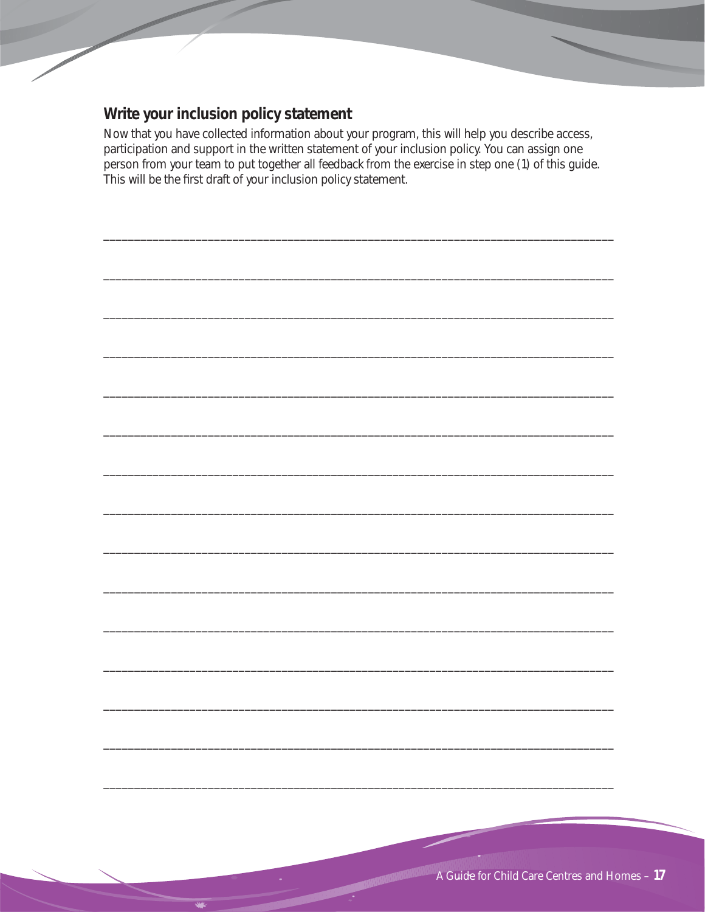## Write your inclusion policy statement

Now that you have collected information about your program, this will help you describe access, participation and support in the written statement of your inclusion policy. You can assign one person from your team to put together all feedback from the exercise in step one (1) of this guide. This will be the first draft of your inclusion policy statement.

_______________________________________________________________________________

_______________________________________________________________________________

_______________________________________________________________________________

_______________________________________________________________________________

_______________________________________________________________________________

_______________________________________________________________________________

_______________________________________________________________________________

_______________________________________________________________________________

_______________________________________________________________________________

_______________________________________________________________________________

_______________________________________________________________________________

_______________________________________________________________________________

_______________________________________________________________________________

_______________________________________________________________________________

_______________________________________________________________________________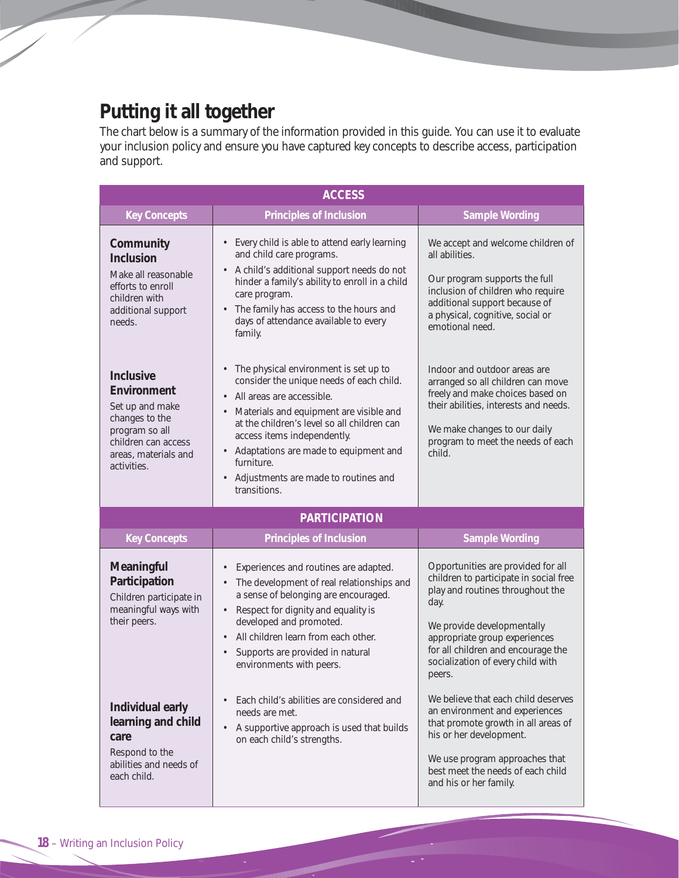## Putting it all together

The chart below is a summary of the information provided in this guide. You can use it to evaluate your inclusion policy and ensure you have captured key concepts to describe access, participation and support.

| ACCESS | | |
|---|---|---|
| **Key Concepts** | **Principles of Inclusion** | **Sample Wording** |
| **Community Inclusion**<br>Make all reasonable efforts to enroll children with additional support needs. | • Every child is able to attend early learning and child care programs.<br>• A child's additional support needs do not hinder a family's ability to enroll in a child care program.<br>• The family has access to the hours and days of attendance available to every family. | We accept and welcome children of all abilities.<br><br>Our program supports the full inclusion of children who require additional support because of a physical, cognitive, social or emotional need. |
| **Inclusive Environment**<br>Set up and make changes to the program so all children can access areas, materials and activities. | • The physical environment is set up to consider the unique needs of each child.<br>• All areas are accessible.<br>• Materials and equipment are visible and at the children's level so all children can access items independently.<br>• Adaptations are made to equipment and furniture.<br>• Adjustments are made to routines and transitions. | Indoor and outdoor areas are arranged so all children can move freely and make choices based on their abilities, interests and needs.<br><br>We make changes to our daily program to meet the needs of each child. |

| PARTICIPATION | | |
|---|---|---|
| **Key Concepts** | **Principles of Inclusion** | **Sample Wording** |
| **Meaningful Participation**<br>Children participate in meaningful ways with their peers. | • Experiences and routines are adapted.<br>• The development of real relationships and a sense of belonging are encouraged.<br>• Respect for dignity and equality is developed and promoted.<br>• All children learn from each other.<br>• Supports are provided in natural environments with peers. | Opportunities are provided for all children to participate in social free play and routines throughout the day.<br><br>We provide developmentally appropriate group experiences for all children and encourage the socialization of every child with peers. |
| **Individual early learning and child care**<br>Respond to the abilities and needs of each child. | • Each child's abilities are considered and needs are met.<br>• A supportive approach is used that builds on each child's strengths. | We believe that each child deserves an environment and experiences that promote growth in all areas of his or her development.<br><br>We use program approaches that best meet the needs of each child and his or her family. |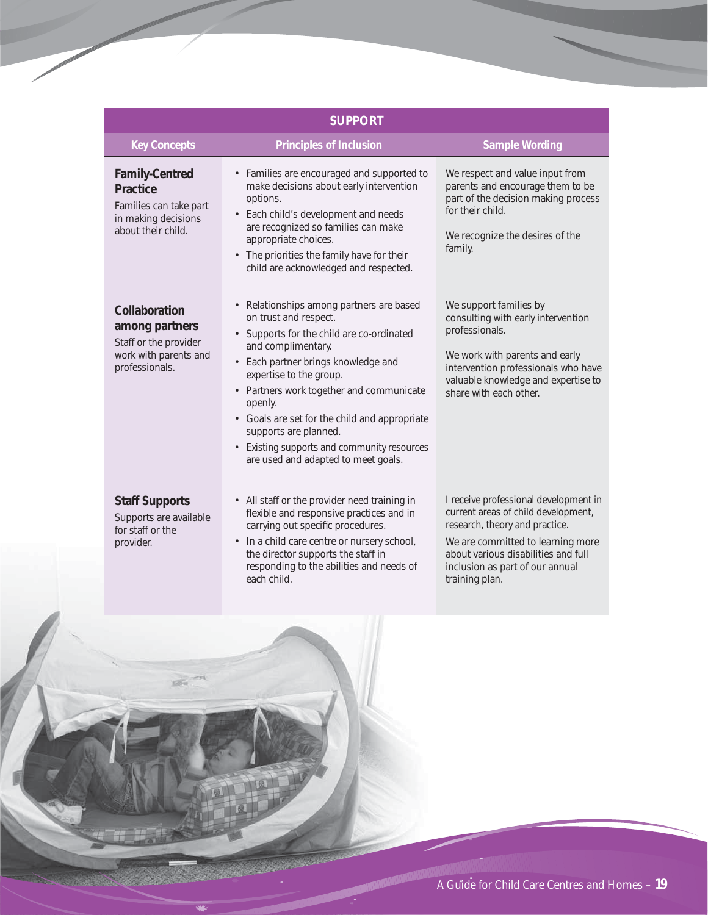| SUPPORT | | |
|---|---|---|
| **Key Concepts** | **Principles of Inclusion** | **Sample Wording** |
| **Family-Centred Practice** Families can take part in making decisions about their child. | • Families are encouraged and supported to make decisions about early intervention options. • Each child's development and needs are recognized so families can make appropriate choices. • The priorities the family have for their child are acknowledged and respected. | We respect and value input from parents and encourage them to be part of the decision making process for their child. We recognize the desires of the family. |
| **Collaboration among partners** Staff or the provider work with parents and professionals. | • Relationships among partners are based on trust and respect. • Supports for the child are co-ordinated and complimentary. • Each partner brings knowledge and expertise to the group. • Partners work together and communicate openly. • Goals are set for the child and appropriate supports are planned. • Existing supports and community resources are used and adapted to meet goals. | We support families by consulting with early intervention professionals. We work with parents and early intervention professionals who have valuable knowledge and expertise to share with each other. |
| **Staff Supports** Supports are available for staff or the provider. | • All staff or the provider need training in flexible and responsive practices and in carrying out specific procedures. • In a child care centre or nursery school, the director supports the staff in responding to the abilities and needs of each child. | I receive professional development in current areas of child development, research, theory and practice. We are committed to learning more about various disabilities and full inclusion as part of our annual training plan. |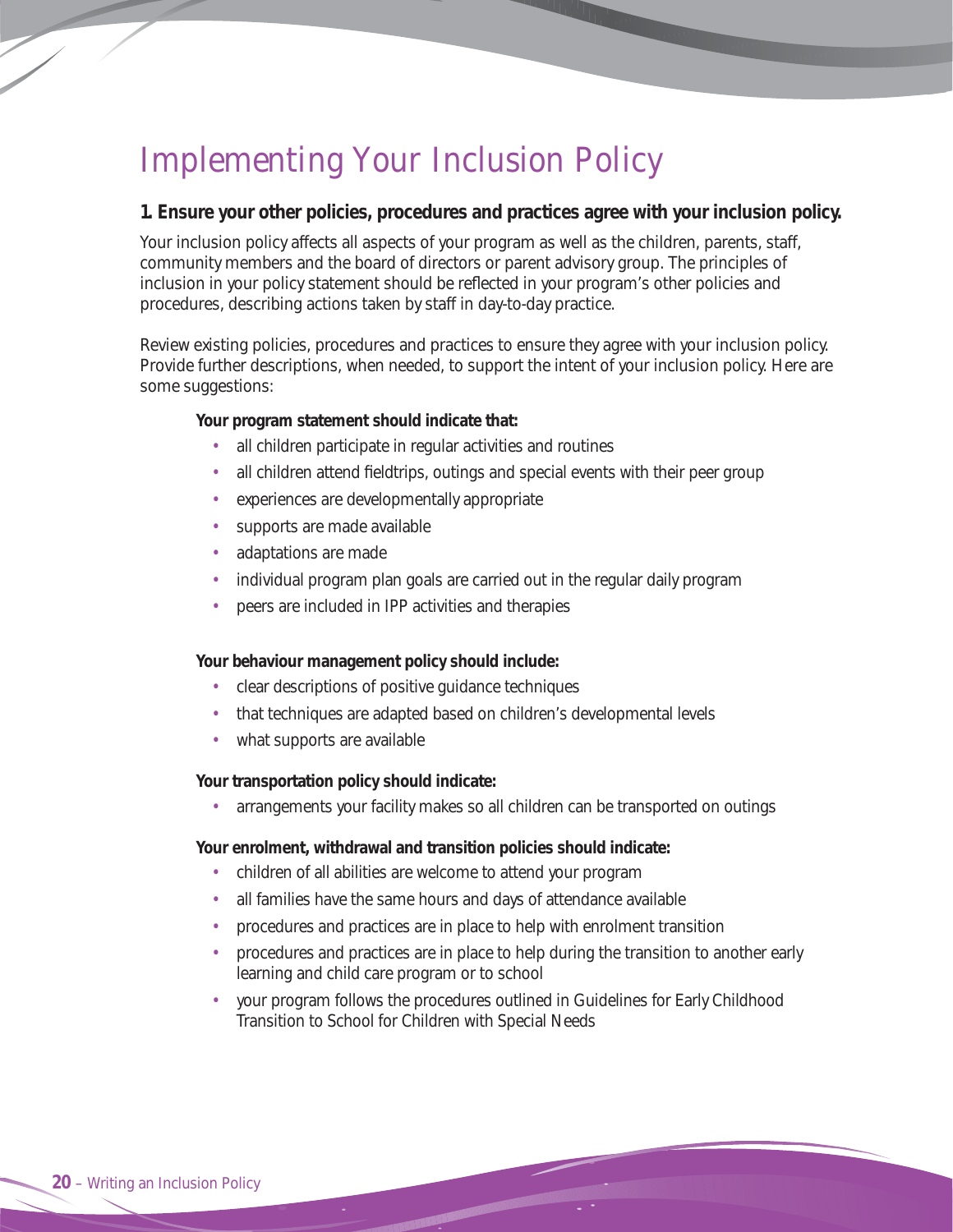# Implementing Your Inclusion Policy

**1. Ensure your other policies, procedures and practices agree with your inclusion policy.**

Your inclusion policy affects all aspects of your program as well as the children, parents, staff, community members and the board of directors or parent advisory group. The principles of inclusion in your policy statement should be reflected in your program's other policies and procedures, describing actions taken by staff in day-to-day practice.

Review existing policies, procedures and practices to ensure they agree with your inclusion policy. Provide further descriptions, when needed, to support the intent of your inclusion policy. Here are some suggestions:

**Your program statement should indicate that:**

- all children participate in regular activities and routines
- all children attend fieldtrips, outings and special events with their peer group
- experiences are developmentally appropriate
- supports are made available
- adaptations are made
- individual program plan goals are carried out in the regular daily program
- peers are included in IPP activities and therapies

**Your behaviour management policy should include:**

- clear descriptions of positive guidance techniques
- that techniques are adapted based on children's developmental levels
- what supports are available

**Your transportation policy should indicate:**

- arrangements your facility makes so all children can be transported on outings

**Your enrolment, withdrawal and transition policies should indicate:**

- children of all abilities are welcome to attend your program
- all families have the same hours and days of attendance available
- procedures and practices are in place to help with enrolment transition
- procedures and practices are in place to help during the transition to another early learning and child care program or to school
- your program follows the procedures outlined in Guidelines for Early Childhood Transition to School for Children with Special Needs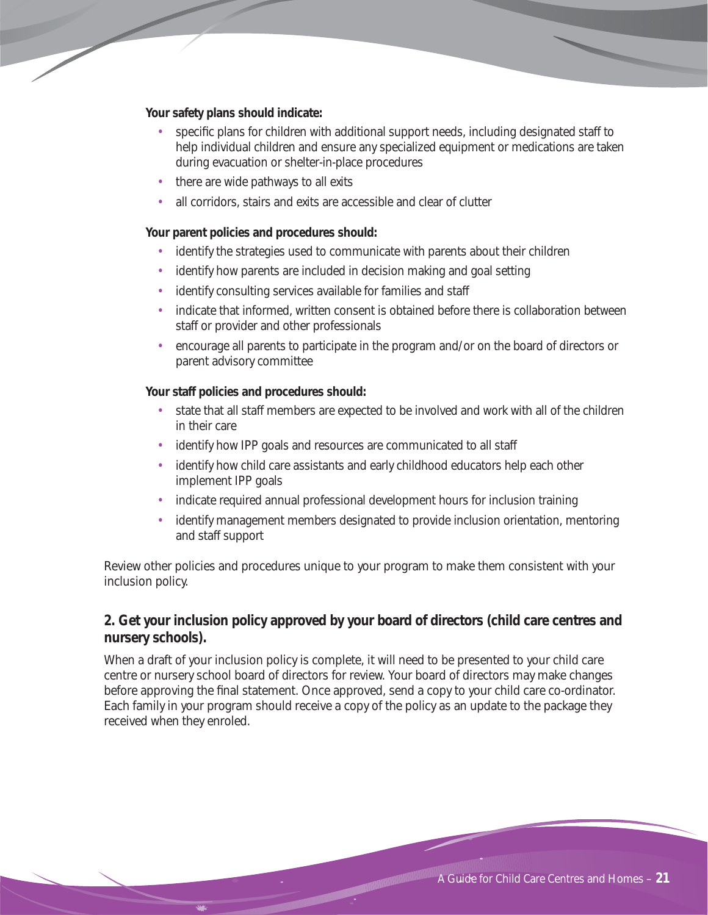**Your safety plans should indicate:**

- specific plans for children with additional support needs, including designated staff to help individual children and ensure any specialized equipment or medications are taken during evacuation or shelter-in-place procedures
- there are wide pathways to all exits
- all corridors, stairs and exits are accessible and clear of clutter

**Your parent policies and procedures should:**

- identify the strategies used to communicate with parents about their children
- identify how parents are included in decision making and goal setting
- identify consulting services available for families and staff
- indicate that informed, written consent is obtained before there is collaboration between staff or provider and other professionals
- encourage all parents to participate in the program and/or on the board of directors or parent advisory committee

**Your staff policies and procedures should:**

- state that all staff members are expected to be involved and work with all of the children in their care
- identify how IPP goals and resources are communicated to all staff
- identify how child care assistants and early childhood educators help each other implement IPP goals
- indicate required annual professional development hours for inclusion training
- identify management members designated to provide inclusion orientation, mentoring and staff support

Review other policies and procedures unique to your program to make them consistent with your inclusion policy.

### 2. Get your inclusion policy approved by your board of directors (child care centres and nursery schools).

When a draft of your inclusion policy is complete, it will need to be presented to your child care centre or nursery school board of directors for review. Your board of directors may make changes before approving the final statement. Once approved, send a copy to your child care co-ordinator. Each family in your program should receive a copy of the policy as an update to the package they received when they enroled.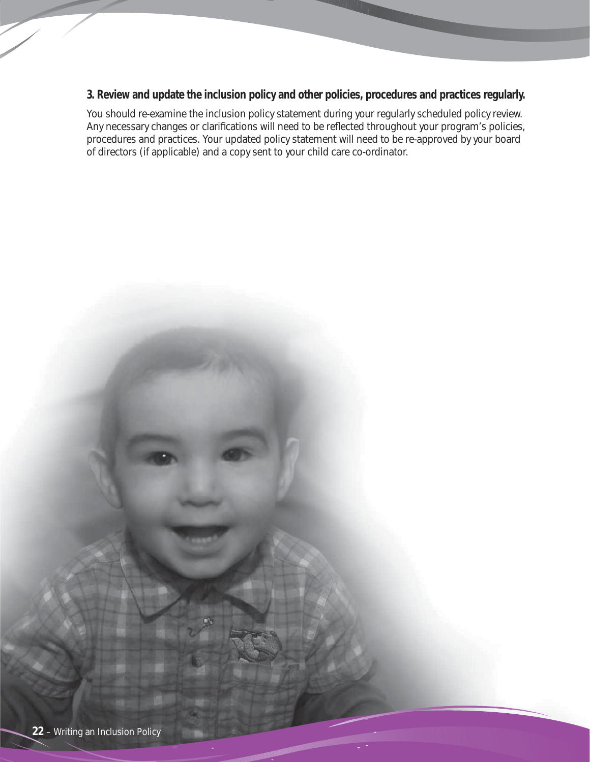**3. Review and update the inclusion policy and other policies, procedures and practices regularly.**

You should re-examine the inclusion policy statement during your regularly scheduled policy review. Any necessary changes or clarifications will need to be reflected throughout your program's policies, procedures and practices. Your updated policy statement will need to be re-approved by your board of directors (if applicable) and a copy sent to your child care co-ordinator.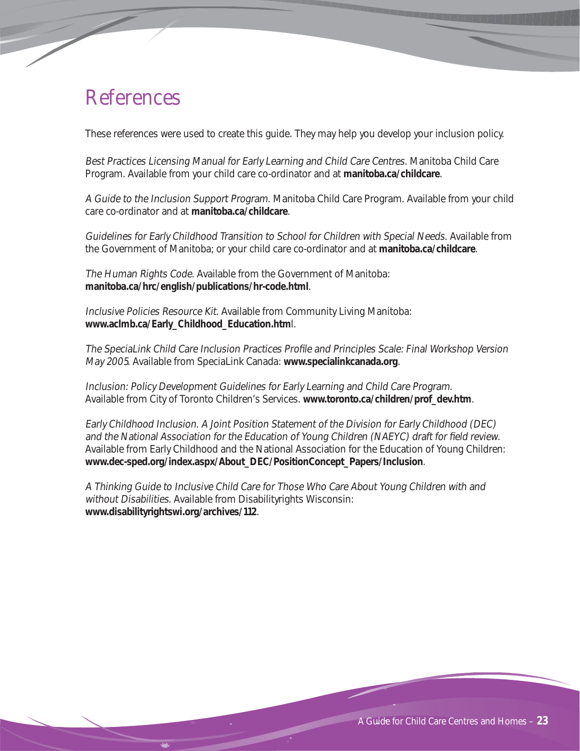# References

These references were used to create this guide. They may help you develop your inclusion policy.

*Best Practices Licensing Manual for Early Learning and Child Care Centres*. Manitoba Child Care Program. Available from your child care co-ordinator and at **manitoba.ca/childcare**.

*A Guide to the Inclusion Support Program*. Manitoba Child Care Program. Available from your child care co-ordinator and at **manitoba.ca/childcare**.

*Guidelines for Early Childhood Transition to School for Children with Special Needs*. Available from the Government of Manitoba; or your child care co-ordinator and at **manitoba.ca/childcare**.

*The Human Rights Code*. Available from the Government of Manitoba: **manitoba.ca/hrc/english/publications/hr-code.html**.

*Inclusive Policies Resource Kit*. Available from Community Living Manitoba: **www.aclmb.ca/Early_Childhood_Education.html**.

*The SpeciaLink Child Care Inclusion Practices Profile and Principles Scale: Final Workshop Version May 2005*. Available from SpeciaLink Canada: **www.specialinkcanada.org**.

*Inclusion: Policy Development Guidelines for Early Learning and Child Care Program*. Available from City of Toronto Children's Services. **www.toronto.ca/children/prof_dev.htm**.

*Early Childhood Inclusion. A Joint Position Statement of the Division for Early Childhood (DEC) and the National Association for the Education of Young Children (NAEYC) draft for field review*. Available from Early Childhood and the National Association for the Education of Young Children: **www.dec-sped.org/index.aspx/About_DEC/PositionConcept_Papers/Inclusion**.

*A Thinking Guide to Inclusive Child Care for Those Who Care About Young Children with and without Disabilities*. Available from Disabilityrights Wisconsin: **www.disabilityrightswi.org/archives/112**.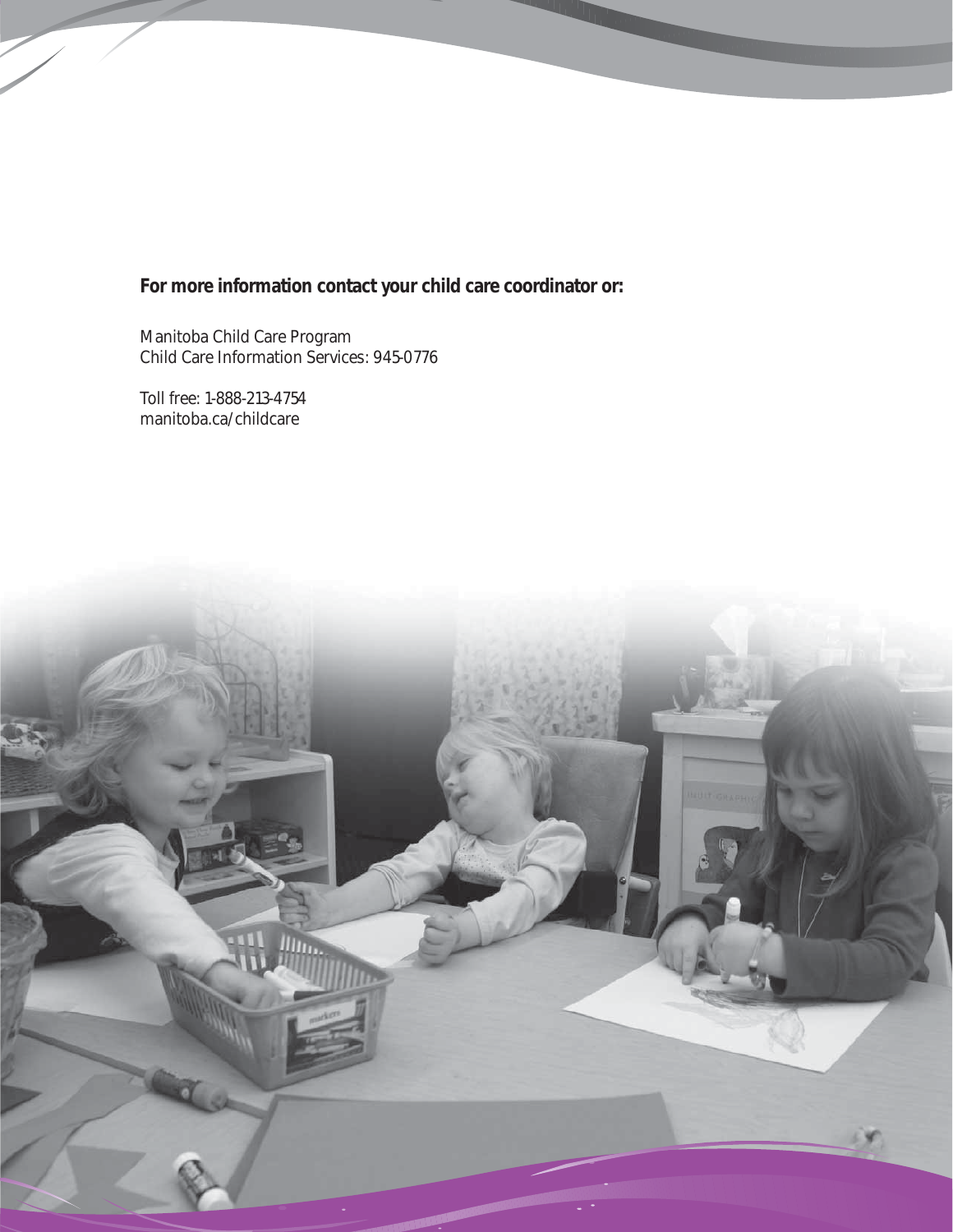**For more information contact your child care coordinator or:**

Manitoba Child Care Program
Child Care Information Services: 945-0776

Toll free: 1-888-213-4754
manitoba.ca/childcare